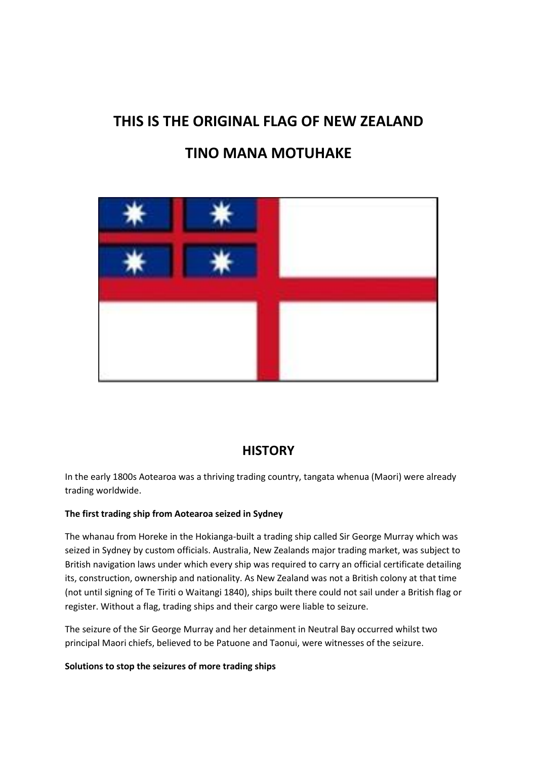# THIS IS THE ORIGINAL FLAG OF NEW ZEALAND

# TINO MANA MOTUHAKE

## HISTORY

In the early 1800s Aotearoa was a thriving trading country, tangata whenua (Maori) were already trading worldwide.

**The first trading ship from Aotearoa seized in Sydney**

The whanau from Horeke in the Hokianga-built a trading ship called Sir George Murray which was seized in Sydney by custom officials. Australia, New Zealands major trading market, was subject to British navigation laws under which every ship was required to carry an official certificate detailing its, construction, ownership and nationality. As New Zealand was not a British colony at that time (not until signing of Te Tiriti o Waitangi 1840), ships built there could not sail under a British flag or register. Without a flag, trading ships and their cargo were liable to seizure.

The seizure of the Sir George Murray and her detainment in Neutral Bay occurred whilst two principal Maori chiefs, believed to be Patuone and Taonui, were witnesses of the seizure.

**Solutions to stop the seizures of more trading ships**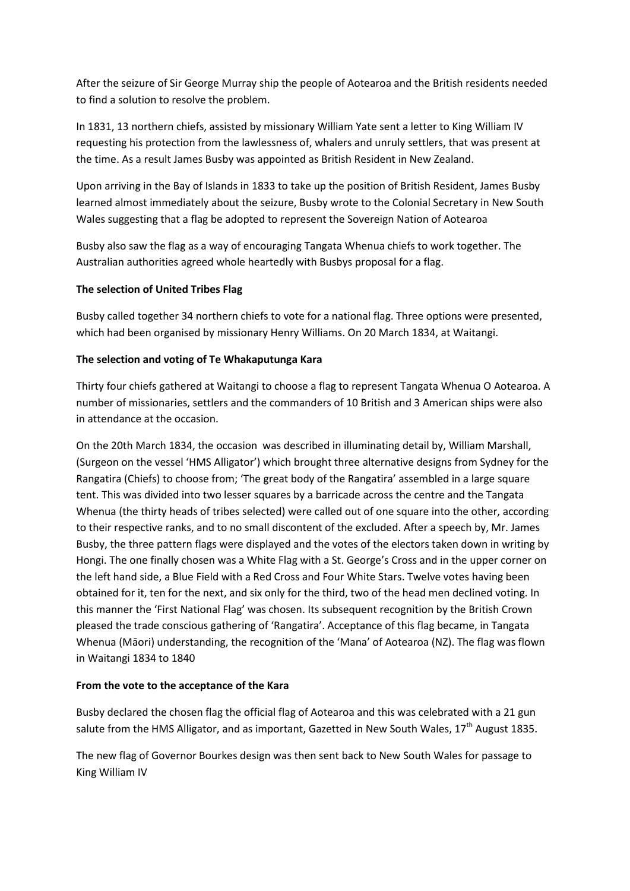After the seizure of Sir George Murray ship the people of Aotearoa and the British residents needed to find a solution to resolve the problem.

In 1831, 13 northern chiefs, assisted by missionary William Yate sent a letter to King William IV requesting his protection from the lawlessness of, whalers and unruly settlers, that was present at the time. As a result James Busby was appointed as British Resident in New Zealand.

Upon arriving in the Bay of Islands in 1833 to take up the position of British Resident, James Busby learned almost immediately about the seizure, Busby wrote to the Colonial Secretary in New South Wales suggesting that a flag be adopted to represent the Sovereign Nation of Aotearoa

Busby also saw the flag as a way of encouraging Tangata Whenua chiefs to work together. The Australian authorities agreed whole heartedly with Busbys proposal for a flag.

**The selection of United Tribes Flag**

Busby called together 34 northern chiefs to vote for a national flag. Three options were presented, which had been organised by missionary Henry Williams. On 20 March 1834, at Waitangi.

**The selection and voting of Te Whakaputunga Kara**

Thirty four chiefs gathered at Waitangi to choose a flag to represent Tangata Whenua O Aotearoa. A number of missionaries, settlers and the commanders of 10 British and 3 American ships were also in attendance at the occasion.

On the 20th March 1834, the occasion was described in illuminating detail by, William Marshall, (Surgeon on the vessel 'HMS Alligator') which brought three alternative designs from Sydney for the Rangatira (Chiefs) to choose from; 'The great body of the Rangatira' assembled in a large square tent. This was divided into two lesser squares by a barricade across the centre and the Tangata Whenua (the thirty heads of tribes selected) were called out of one square into the other, according to their respective ranks, and to no small discontent of the excluded. After a speech by, Mr. James Busby, the three pattern flags were displayed and the votes of the electors taken down in writing by Hongi. The one finally chosen was a White Flag with a St. George's Cross and in the upper corner on the left hand side, a Blue Field with a Red Cross and Four White Stars. Twelve votes having been obtained for it, ten for the next, and six only for the third, two of the head men declined voting. In this manner the 'First National Flag' was chosen. Its subsequent recognition by the British Crown pleased the trade conscious gathering of 'Rangatira'. Acceptance of this flag became, in Tangata Whenua (Māori) understanding, the recognition of the 'Mana' of Aotearoa (NZ). The flag was flown in Waitangi 1834 to 1840

**From the vote to the acceptance of the Kara**

Busby declared the chosen flag the official flag of Aotearoa and this was celebrated with a 21 gun salute from the HMS Alligator, and as important, Gazetted in New South Wales, 17th August 1835.

The new flag of Governor Bourkes design was then sent back to New South Wales for passage to King William IV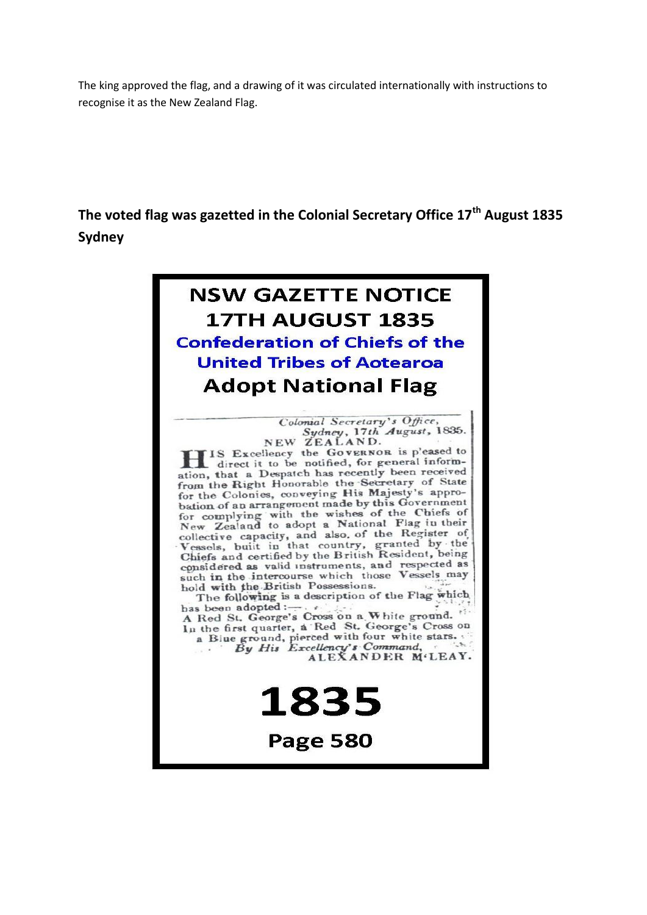The king approved the flag, and a drawing of it was circulated internationally with instructions to recognise it as the New Zealand Flag.

## The voted flag was gazetted in the Colonial Secretary Office 17th August 1835 Sydney

# NSW GAZETTE NOTICE 17TH AUGUST 1835

## Confederation of Chiefs of the United Tribes of Aotearoa

## Adopt National Flag

*Colonial Secretary's Office,*
*Sydney, 17th August, 1835.*

NEW ZEALAND.

HIS Excellency the GOVERNOR is pleased to direct it to be notified, for general information, that a Despatch has recently been received from the Right Honorable the Secretary of State for the Colonies, conveying His Majesty's approbation of an arrangement made by this Government for complying with the wishes of the Chiefs of New Zealand to adopt a National Flag in their collective capacity, and also of the Register of Vessels, built in that country, granted by the Chiefs and certified by the British Resident, being considered as valid instruments, and respected as such in the intercourse which those Vessels may hold with the British Possessions.

The following is a description of the Flag which has been adopted:—

A Red St. George's Cross on a White ground. In the first quarter, a Red St. George's Cross on a Blue ground, pierced with four white stars.

*By His Excellency's Command,*
ALEXANDER M'LEAY.

# 1835

## Page 580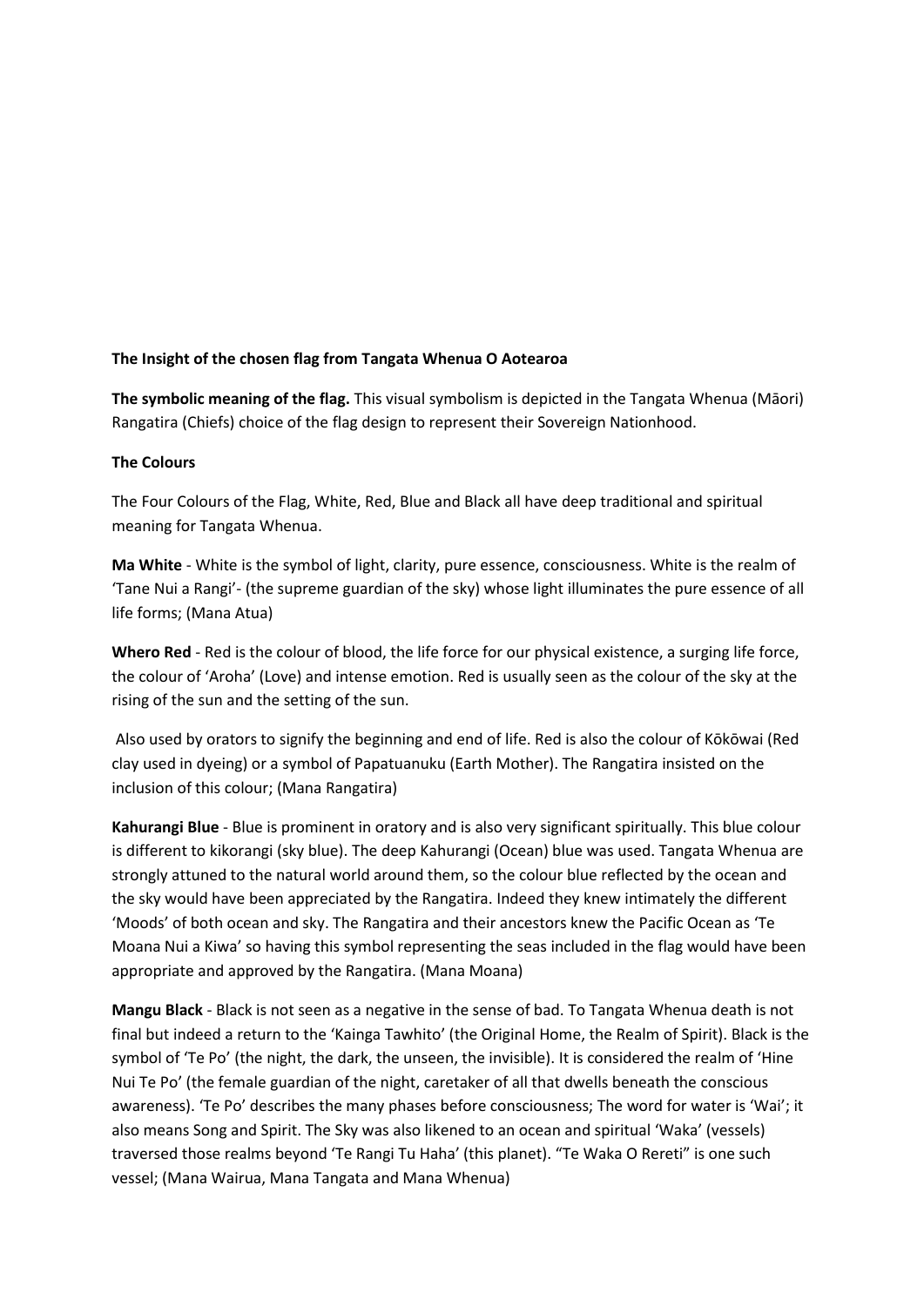**The Insight of the chosen flag from Tangata Whenua O Aotearoa**

**The symbolic meaning of the flag.** This visual symbolism is depicted in the Tangata Whenua (Māori) Rangatira (Chiefs) choice of the flag design to represent their Sovereign Nationhood.

**The Colours**

The Four Colours of the Flag, White, Red, Blue and Black all have deep traditional and spiritual meaning for Tangata Whenua.

**Ma White** - White is the symbol of light, clarity, pure essence, consciousness. White is the realm of 'Tane Nui a Rangi'- (the supreme guardian of the sky) whose light illuminates the pure essence of all life forms; (Mana Atua)

**Whero Red** - Red is the colour of blood, the life force for our physical existence, a surging life force, the colour of 'Aroha' (Love) and intense emotion. Red is usually seen as the colour of the sky at the rising of the sun and the setting of the sun.

Also used by orators to signify the beginning and end of life. Red is also the colour of Kōkōwai (Red clay used in dyeing) or a symbol of Papatuanuku (Earth Mother). The Rangatira insisted on the inclusion of this colour; (Mana Rangatira)

**Kahurangi Blue** - Blue is prominent in oratory and is also very significant spiritually. This blue colour is different to kikorangi (sky blue). The deep Kahurangi (Ocean) blue was used. Tangata Whenua are strongly attuned to the natural world around them, so the colour blue reflected by the ocean and the sky would have been appreciated by the Rangatira. Indeed they knew intimately the different 'Moods' of both ocean and sky. The Rangatira and their ancestors knew the Pacific Ocean as 'Te Moana Nui a Kiwa' so having this symbol representing the seas included in the flag would have been appropriate and approved by the Rangatira. (Mana Moana)

**Mangu Black** - Black is not seen as a negative in the sense of bad. To Tangata Whenua death is not final but indeed a return to the 'Kainga Tawhito' (the Original Home, the Realm of Spirit). Black is the symbol of 'Te Po' (the night, the dark, the unseen, the invisible). It is considered the realm of 'Hine Nui Te Po' (the female guardian of the night, caretaker of all that dwells beneath the conscious awareness). 'Te Po' describes the many phases before consciousness; The word for water is 'Wai'; it also means Song and Spirit. The Sky was also likened to an ocean and spiritual 'Waka' (vessels) traversed those realms beyond 'Te Rangi Tu Haha' (this planet). "Te Waka O Rereti" is one such vessel; (Mana Wairua, Mana Tangata and Mana Whenua)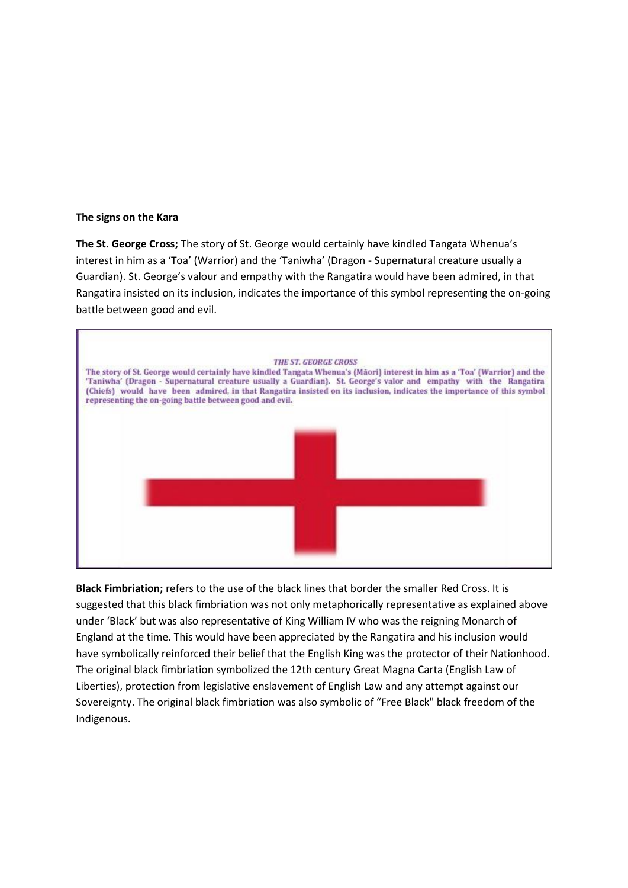**The signs on the Kara**

**The St. George Cross;** The story of St. George would certainly have kindled Tangata Whenua's interest in him as a 'Toa' (Warrior) and the 'Taniwha' (Dragon - Supernatural creature usually a Guardian). St. George's valour and empathy with the Rangatira would have been admired, in that Rangatira insisted on its inclusion, indicates the importance of this symbol representing the on-going battle between good and evil.

*THE ST. GEORGE CROSS*

The story of St. George would certainly have kindled Tangata Whenua's (Māori) interest in him as a 'Toa' (Warrior) and the 'Taniwha' (Dragon - Supernatural creature usually a Guardian). St. George's valor and empathy with the Rangatira (Chiefs) would have been admired, in that Rangatira insisted on its inclusion, indicates the importance of this symbol representing the on-going battle between good and evil.

**Black Fimbriation;** refers to the use of the black lines that border the smaller Red Cross. It is suggested that this black fimbriation was not only metaphorically representative as explained above under 'Black' but was also representative of King William IV who was the reigning Monarch of England at the time. This would have been appreciated by the Rangatira and his inclusion would have symbolically reinforced their belief that the English King was the protector of their Nationhood. The original black fimbriation symbolized the 12th century Great Magna Carta (English Law of Liberties), protection from legislative enslavement of English Law and any attempt against our Sovereignty. The original black fimbriation was also symbolic of "Free Black" black freedom of the Indigenous.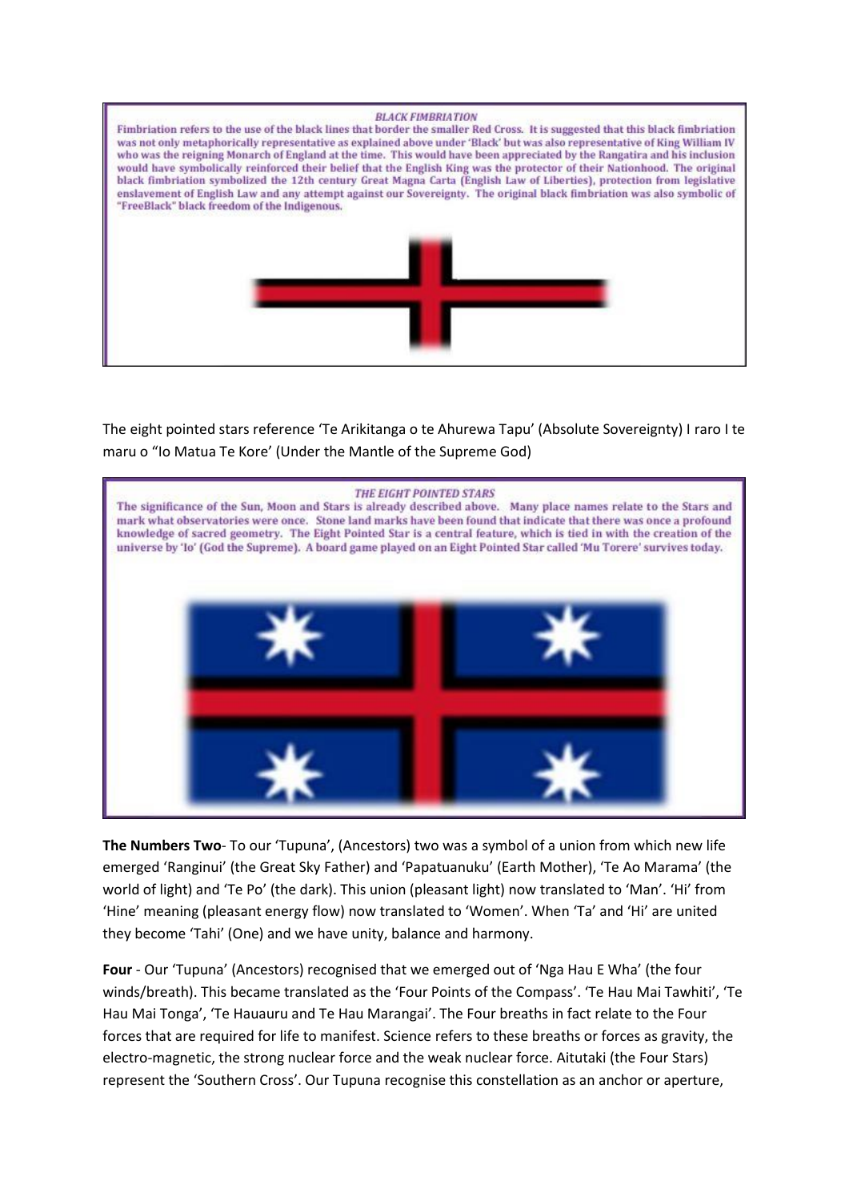***BLACK FIMBRIATION***

Fimbriation refers to the use of the black lines that border the smaller Red Cross. It is suggested that this black fimbriation was not only metaphorically representative as explained above under 'Black' but was also representative of King William IV who was the reigning Monarch of England at the time. This would have been appreciated by the Rangatira and his inclusion would have symbolically reinforced their belief that the English King was the protector of their Nationhood. The original black fimbriation symbolized the 12th century Great Magna Carta (English Law of Liberties), protection from legislative enslavement of English Law and any attempt against our Sovereignty. The original black fimbriation was also symbolic of "FreeBlack" black freedom of the Indigenous.

The eight pointed stars reference 'Te Arikitanga o te Ahurewa Tapu' (Absolute Sovereignty) I raro I te maru o "Io Matua Te Kore' (Under the Mantle of the Supreme God)

***THE EIGHT POINTED STARS***

The significance of the Sun, Moon and Stars is already described above. Many place names relate to the Stars and mark what observatories were once. Stone land marks have been found that indicate that there was once a profound knowledge of sacred geometry. The Eight Pointed Star is a central feature, which is tied in with the creation of the universe by 'Io' (God the Supreme). A board game played on an Eight Pointed Star called 'Mu Torere' survives today.

**The Numbers Two**- To our 'Tupuna', (Ancestors) two was a symbol of a union from which new life emerged 'Ranginui' (the Great Sky Father) and 'Papatuanuku' (Earth Mother), 'Te Ao Marama' (the world of light) and 'Te Po' (the dark). This union (pleasant light) now translated to 'Man'. 'Hi' from 'Hine' meaning (pleasant energy flow) now translated to 'Women'. When 'Ta' and 'Hi' are united they become 'Tahi' (One) and we have unity, balance and harmony.

**Four** - Our 'Tupuna' (Ancestors) recognised that we emerged out of 'Nga Hau E Wha' (the four winds/breath). This became translated as the 'Four Points of the Compass'. 'Te Hau Mai Tawhiti', 'Te Hau Mai Tonga', 'Te Hauauru and Te Hau Marangai'. The Four breaths in fact relate to the Four forces that are required for life to manifest. Science refers to these breaths or forces as gravity, the electro-magnetic, the strong nuclear force and the weak nuclear force. Aitutaki (the Four Stars) represent the 'Southern Cross'. Our Tupuna recognise this constellation as an anchor or aperture,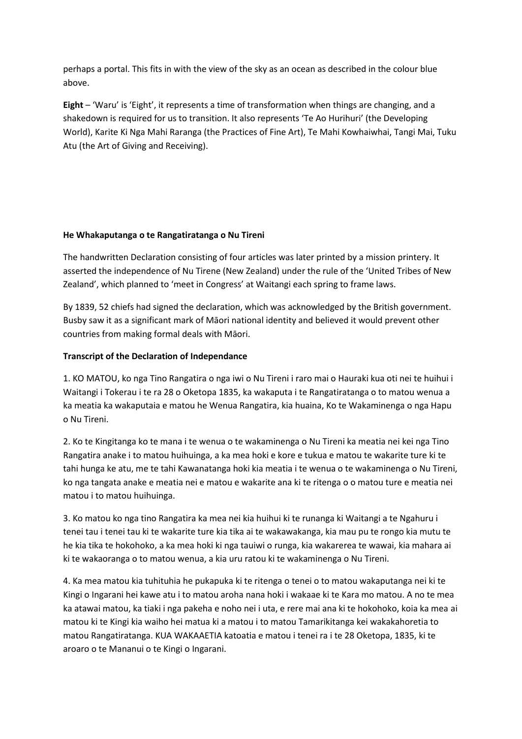perhaps a portal. This fits in with the view of the sky as an ocean as described in the colour blue above.

**Eight** – 'Waru' is 'Eight', it represents a time of transformation when things are changing, and a shakedown is required for us to transition. It also represents 'Te Ao Hurihuri' (the Developing World), Karite Ki Nga Mahi Raranga (the Practices of Fine Art), Te Mahi Kowhaiwhai, Tangi Mai, Tuku Atu (the Art of Giving and Receiving).

**He Whakaputanga o te Rangatiratanga o Nu Tireni**

The handwritten Declaration consisting of four articles was later printed by a mission printery. It asserted the independence of Nu Tirene (New Zealand) under the rule of the 'United Tribes of New Zealand', which planned to 'meet in Congress' at Waitangi each spring to frame laws.

By 1839, 52 chiefs had signed the declaration, which was acknowledged by the British government. Busby saw it as a significant mark of Māori national identity and believed it would prevent other countries from making formal deals with Māori.

**Transcript of the Declaration of Independance**

1. KO MATOU, ko nga Tino Rangatira o nga iwi o Nu Tireni i raro mai o Hauraki kua oti nei te huihui i Waitangi i Tokerau i te ra 28 o Oketopa 1835, ka wakaputa i te Rangatiratanga o to matou wenua a ka meatia ka wakaputaia e matou he Wenua Rangatira, kia huaina, Ko te Wakaminenga o nga Hapu o Nu Tireni.

2. Ko te Kingitanga ko te mana i te wenua o te wakaminenga o Nu Tireni ka meatia nei kei nga Tino Rangatira anake i to matou huihuinga, a ka mea hoki e kore e tukua e matou te wakarite ture ki te tahi hunga ke atu, me te tahi Kawanatanga hoki kia meatia i te wenua o te wakaminenga o Nu Tireni, ko nga tangata anake e meatia nei e matou e wakarite ana ki te ritenga o o matou ture e meatia nei matou i to matou huihuinga.

3. Ko matou ko nga tino Rangatira ka mea nei kia huihui ki te runanga ki Waitangi a te Ngahuru i tenei tau i tenei tau ki te wakarite ture kia tika ai te wakawakanga, kia mau pu te rongo kia mutu te he kia tika te hokohoko, a ka mea hoki ki nga tauiwi o runga, kia wakarerea te wawai, kia mahara ai ki te wakaoranga o to matou wenua, a kia uru ratou ki te wakaminenga o Nu Tireni.

4. Ka mea matou kia tuhituhia he pukapuka ki te ritenga o tenei o to matou wakaputanga nei ki te Kingi o Ingarani hei kawe atu i to matou aroha nana hoki i wakaae ki te Kara mo matou. A no te mea ka atawai matou, ka tiaki i nga pakeha e noho nei i uta, e rere mai ana ki te hokohoko, koia ka mea ai matou ki te Kingi kia waiho hei matua ki a matou i to matou Tamarikitanga kei wakakahoretia to matou Rangatiratanga. KUA WAKAAETIA katoatia e matou i tenei ra i te 28 Oketopa, 1835, ki te aroaro o te Mananui o te Kingi o Ingarani.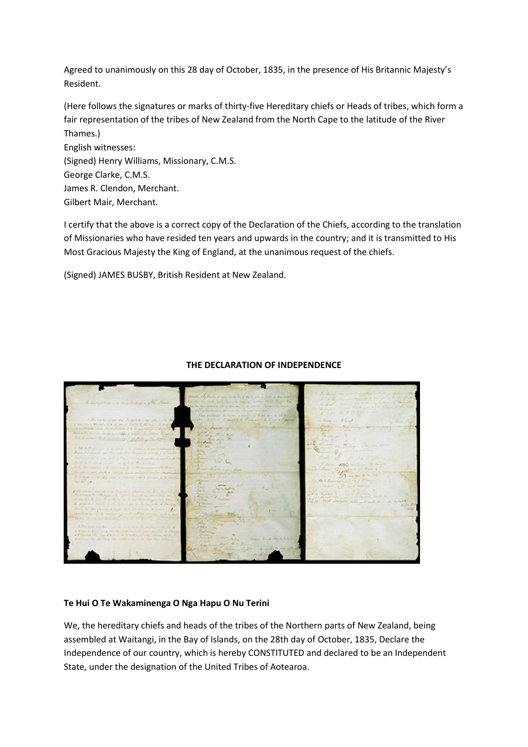Agreed to unanimously on this 28 day of October, 1835, in the presence of His Britannic Majesty's Resident.

(Here follows the signatures or marks of thirty-five Hereditary chiefs or Heads of tribes, which form a fair representation of the tribes of New Zealand from the North Cape to the latitude of the River Thames.)
English witnesses:
(Signed) Henry Williams, Missionary, C.M.S.
George Clarke, C.M.S.
James R. Clendon, Merchant.
Gilbert Mair, Merchant.

I certify that the above is a correct copy of the Declaration of the Chiefs, according to the translation of Missionaries who have resided ten years and upwards in the country; and it is transmitted to His Most Gracious Majesty the King of England, at the unanimous request of the chiefs.

(Signed) JAMES BUSBY, British Resident at New Zealand.

**THE DECLARATION OF INDEPENDENCE**

**Te Hui O Te Wakaminenga O Nga Hapu O Nu Terini**

We, the hereditary chiefs and heads of the tribes of the Northern parts of New Zealand, being assembled at Waitangi, in the Bay of Islands, on the 28th day of October, 1835, Declare the Independence of our country, which is hereby CONSTITUTED and declared to be an Independent State, under the designation of the United Tribes of Aotearoa.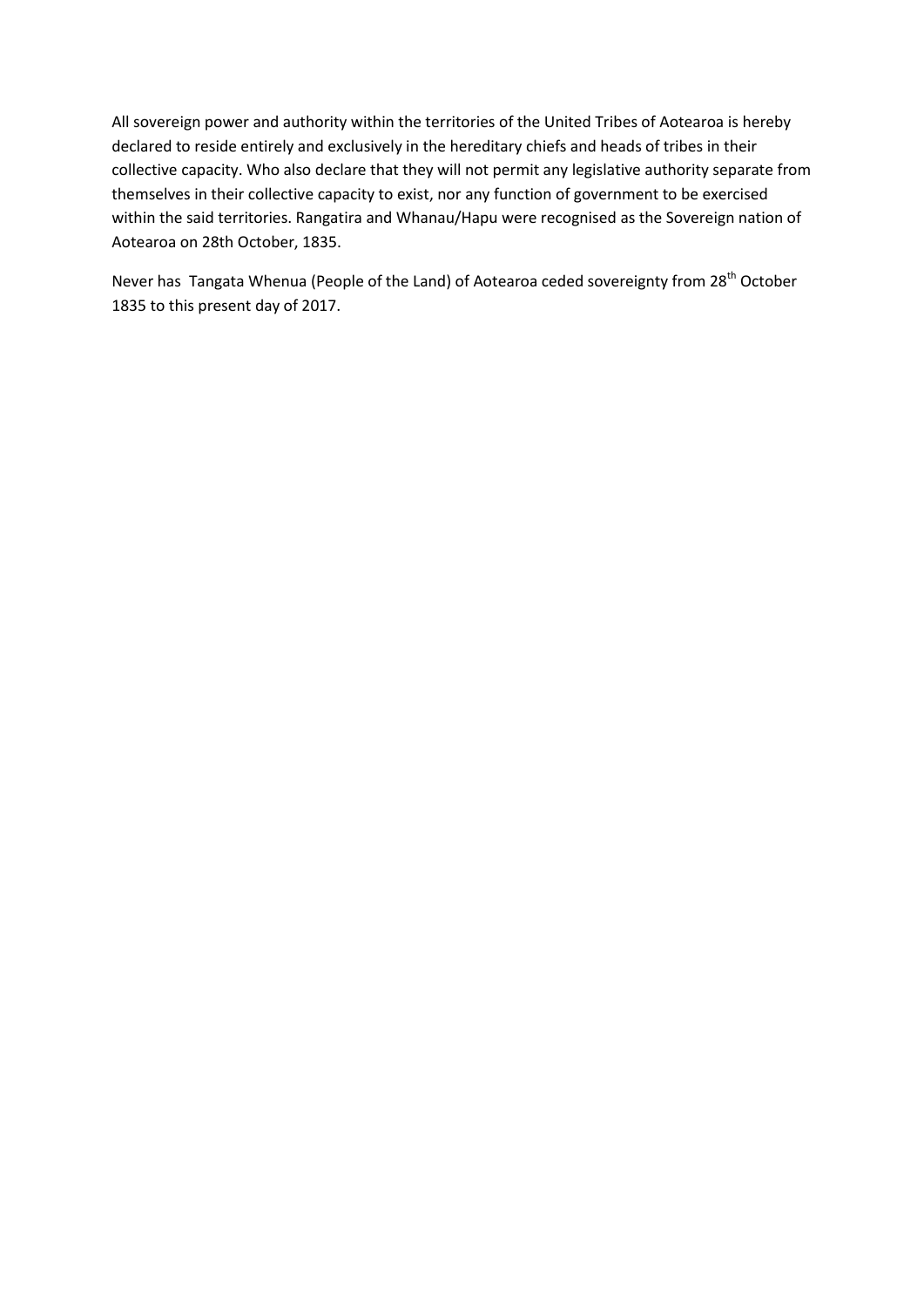All sovereign power and authority within the territories of the United Tribes of Aotearoa is hereby declared to reside entirely and exclusively in the hereditary chiefs and heads of tribes in their collective capacity. Who also declare that they will not permit any legislative authority separate from themselves in their collective capacity to exist, nor any function of government to be exercised within the said territories. Rangatira and Whanau/Hapu were recognised as the Sovereign nation of Aotearoa on 28th October, 1835.

Never has Tangata Whenua (People of the Land) of Aotearoa ceded sovereignty from 28th October 1835 to this present day of 2017.